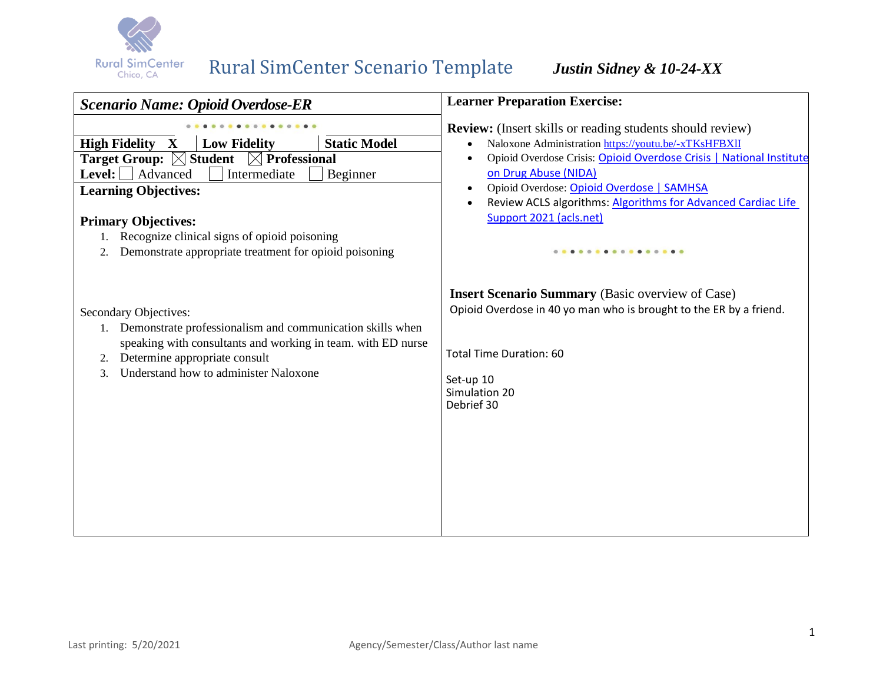# Rural SimCenter Scenario Template

***Justin Sidney & 10-24-XX***

## *Scenario Name: Opioid Overdose-ER*

| **High Fidelity X** | **Low Fidelity** | **Static Model** |
|---|---|---|

**Target Group:** ☒ **Student** ☒ **Professional**

**Level:** ☐ Advanced ☐ Intermediate ☐ Beginner

**Learning Objectives:**

**Primary Objectives:**

1. Recognize clinical signs of opioid poisoning
2. Demonstrate appropriate treatment for opioid poisoning

Secondary Objectives:

1. Demonstrate professionalism and communication skills when speaking with consultants and working in team. with ED nurse
2. Determine appropriate consult
3. Understand how to administer Naloxone

**Learner Preparation Exercise:**

**Review:** (Insert skills or reading students should review)

- Naloxone Administration https://youtu.be/-xTKsHFBXlI
- Opioid Overdose Crisis: Opioid Overdose Crisis | National Institute on Drug Abuse (NIDA)
- Opioid Overdose: Opioid Overdose | SAMHSA
- Review ACLS algorithms: Algorithms for Advanced Cardiac Life Support 2021 (acls.net)

**Insert Scenario Summary** (Basic overview of Case)

Opioid Overdose in 40 yo man who is brought to the ER by a friend.

Total Time Duration: 60

Set-up 10
Simulation 20
Debrief 30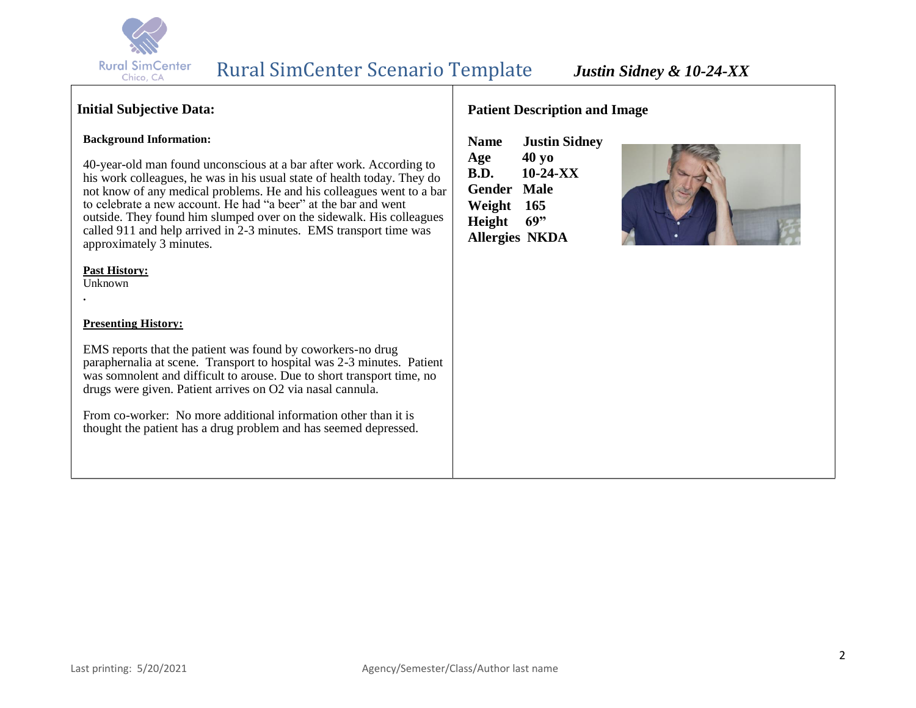# Rural SimCenter Scenario Template

***Justin Sidney & 10-24-XX***

## Initial Subjective Data:

### Background Information:

40-year-old man found unconscious at a bar after work. According to his work colleagues, he was in his usual state of health today. They do not know of any medical problems. He and his colleagues went to a bar to celebrate a new account. He had "a beer" at the bar and went outside. They found him slumped over on the sidewalk. His colleagues called 911 and help arrived in 2-3 minutes. EMS transport time was approximately 3 minutes.

**Past History:**

Unknown

.

**Presenting History:**

EMS reports that the patient was found by coworkers-no drug paraphernalia at scene. Transport to hospital was 2-3 minutes. Patient was somnolent and difficult to arouse. Due to short transport time, no drugs were given. Patient arrives on O2 via nasal cannula.

From co-worker: No more additional information other than it is thought the patient has a drug problem and has seemed depressed.

## Patient Description and Image

| | |
|---|---|
| **Name** | **Justin Sidney** |
| **Age** | **40 yo** |
| **B.D.** | **10-24-XX** |
| **Gender** | **Male** |
| **Weight** | **165** |
| **Height** | **69"** |
| **Allergies** | **NKDA** |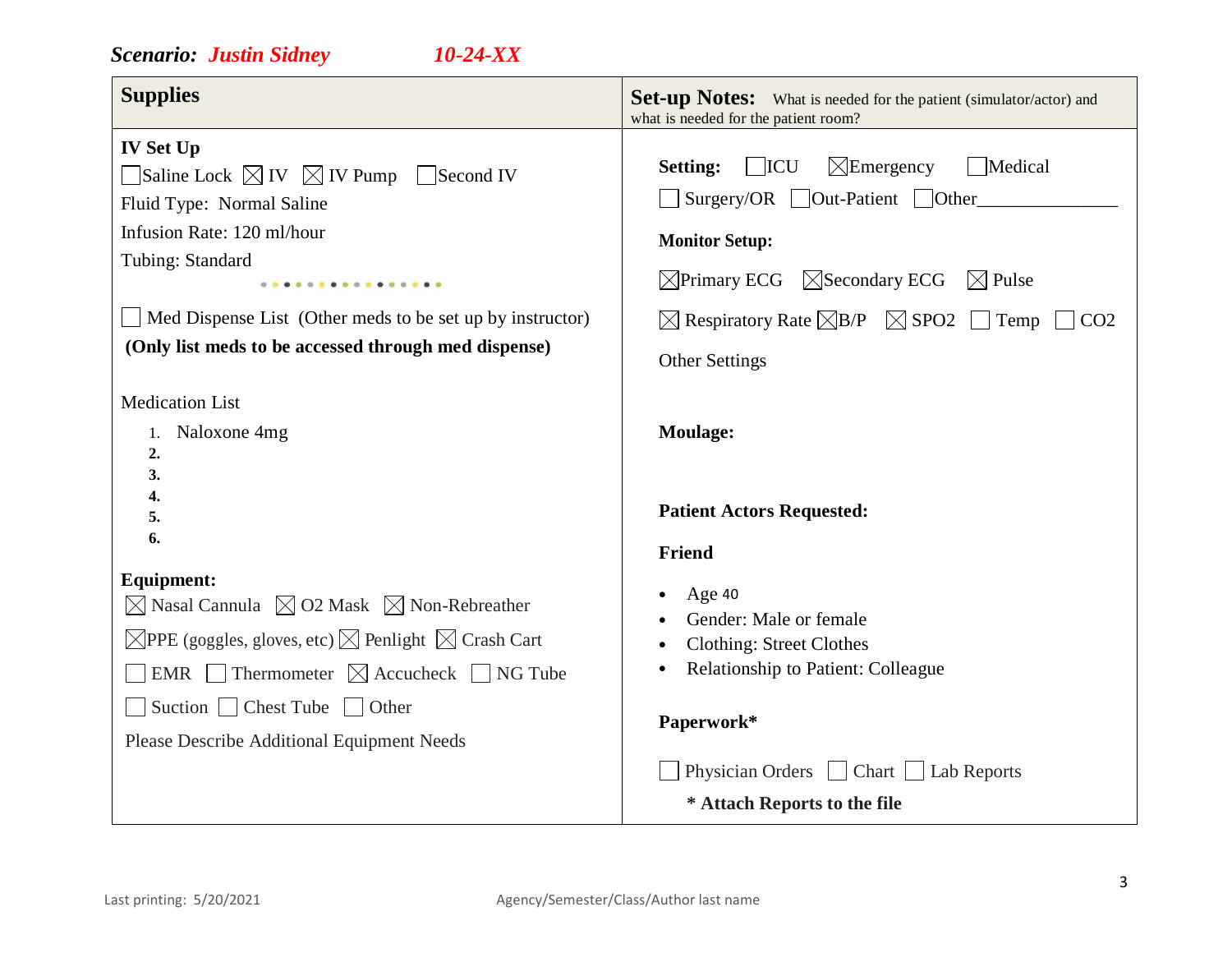***Scenario:*** ***Justin Sidney*** ***10-24-XX***

## Supplies

### IV Set Up

☐ Saline Lock ☒ IV ☒ IV Pump ☐ Second IV

Fluid Type: Normal Saline

Infusion Rate: 120 ml/hour

Tubing: Standard

☐ Med Dispense List (Other meds to be set up by instructor)

**(Only list meds to be accessed through med dispense)**

Medication List

1. Naloxone 4mg
2. 
3. 
4. 
5. 
6. 

**Equipment:**

☒ Nasal Cannula ☒ O2 Mask ☒ Non-Rebreather

☒PPE (goggles, gloves, etc) ☒ Penlight ☒ Crash Cart

☐ EMR ☐ Thermometer ☒ Accucheck ☐ NG Tube

☐ Suction ☐ Chest Tube ☐ Other

Please Describe Additional Equipment Needs

## Set-up Notes:

What is needed for the patient (simulator/actor) and what is needed for the patient room?

**Setting:** ☐ICU ☒Emergency ☐Medical

☐ Surgery/OR ☐Out-Patient ☐Other_______________

**Monitor Setup:**

☒Primary ECG ☒Secondary ECG ☒ Pulse

☒ Respiratory Rate ☒B/P ☒ SPO2 ☐ Temp ☐ CO2

Other Settings

**Moulage:**

**Patient Actors Requested:**

**Friend**

- Age 40
- Gender: Male or female
- Clothing: Street Clothes
- Relationship to Patient: Colleague

**Paperwork***

☐ Physician Orders ☐ Chart ☐ Lab Reports

**\* Attach Reports to the file**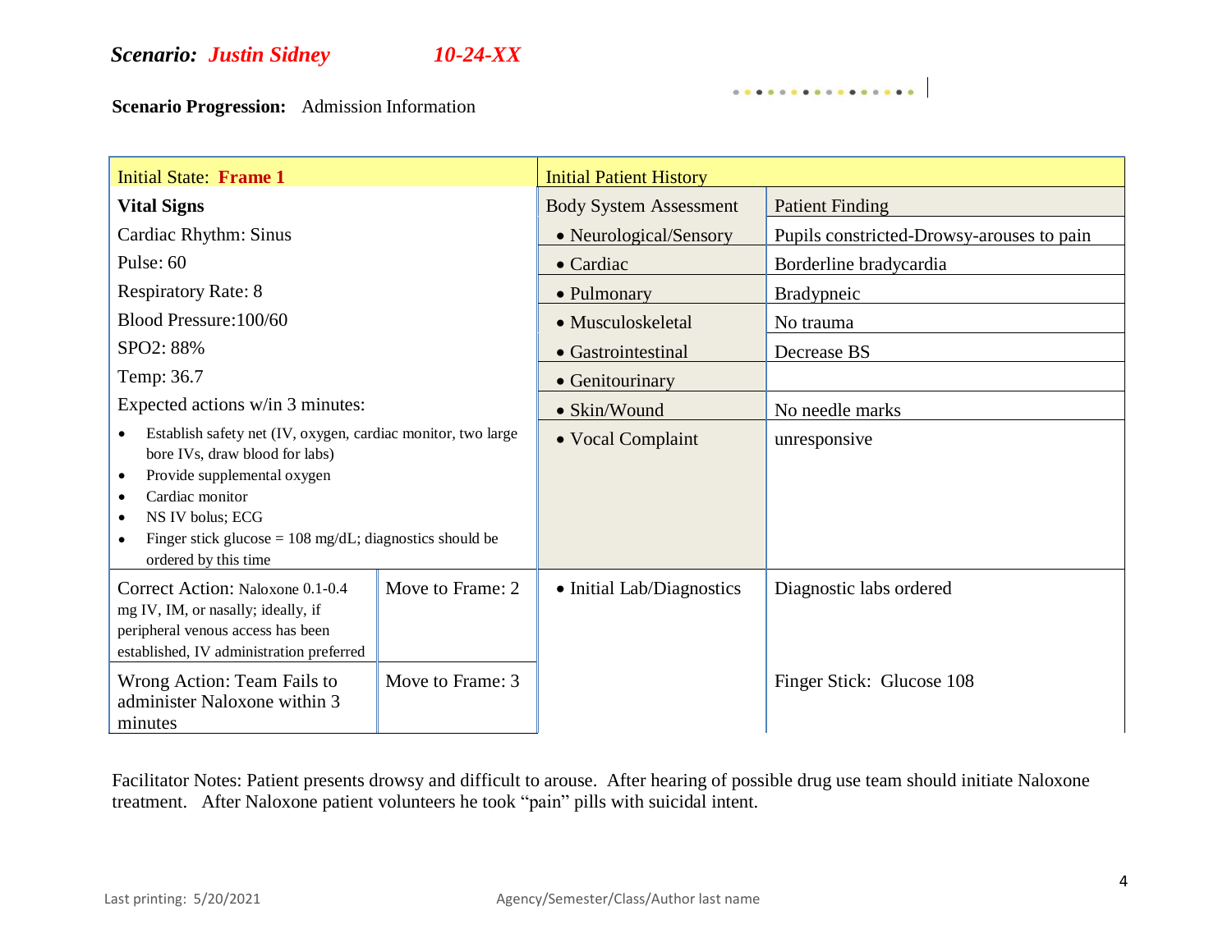***Scenario: Justin Sidney*** ***10-24-XX***

**Scenario Progression:** Admission Information

| Initial State: **Frame 1** | | Initial Patient History | |
|---|---|---|---|
| **Vital Signs** | | Body System Assessment | Patient Finding |
| Cardiac Rhythm: Sinus | | • Neurological/Sensory | Pupils constricted-Drowsy-arouses to pain |
| Pulse: 60 | | • Cardiac | Borderline bradycardia |
| Respiratory Rate: 8 | | • Pulmonary | Bradypneic |
| Blood Pressure:100/60 | | • Musculoskeletal | No trauma |
| SPO2: 88% | | • Gastrointestinal | Decrease BS |
| Temp: 36.7 | | • Genitourinary | |
| Expected actions w/in 3 minutes: | | • Skin/Wound | No needle marks |
| • Establish safety net (IV, oxygen, cardiac monitor, two large bore IVs, draw blood for labs)<br>• Provide supplemental oxygen<br>• Cardiac monitor<br>• NS IV bolus; ECG<br>• Finger stick glucose = 108 mg/dL; diagnostics should be ordered by this time | | • Vocal Complaint | unresponsive |
| Correct Action: Naloxone 0.1-0.4 mg IV, IM, or nasally; ideally, if peripheral venous access has been established, IV administration preferred | Move to Frame: 2 | • Initial Lab/Diagnostics | Diagnostic labs ordered |
| Wrong Action: Team Fails to administer Naloxone within 3 minutes | Move to Frame: 3 | | Finger Stick: Glucose 108 |

Facilitator Notes: Patient presents drowsy and difficult to arouse. After hearing of possible drug use team should initiate Naloxone treatment. After Naloxone patient volunteers he took "pain" pills with suicidal intent.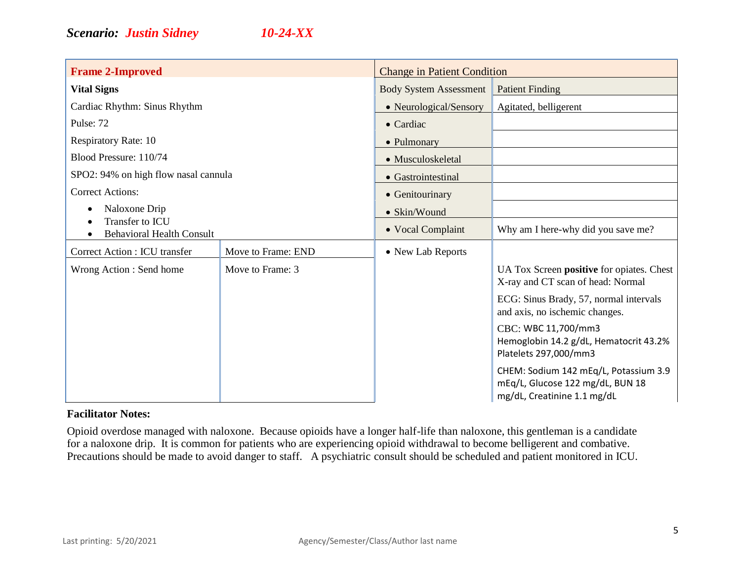## *Scenario: Justin Sidney 10-24-XX*

| Frame 2-Improved | | Change in Patient Condition | |
|---|---|---|---|
| **Vital Signs** | | Body System Assessment | Patient Finding |
| Cardiac Rhythm: Sinus Rhythm | | • Neurological/Sensory | Agitated, belligerent |
| Pulse: 72 | | • Cardiac | |
| Respiratory Rate: 10 | | • Pulmonary | |
| Blood Pressure: 110/74 | | • Musculoskeletal | |
| SPO2: 94% on high flow nasal cannula | | • Gastrointestinal | |
| Correct Actions: | | • Genitourinary | |
| • Naloxone Drip<br>• Transfer to ICU<br>• Behavioral Health Consult | | • Skin/Wound | |
| | | • Vocal Complaint | Why am I here-why did you save me? |
| Correct Action : ICU transfer | Move to Frame: END | • New Lab Reports | |
| Wrong Action : Send home | Move to Frame: 3 | | UA Tox Screen **positive** for opiates. Chest X-ray and CT scan of head: Normal<br><br>ECG: Sinus Brady, 57, normal intervals and axis, no ischemic changes.<br><br>CBC: WBC 11,700/mm3 Hemoglobin 14.2 g/dL, Hematocrit 43.2% Platelets 297,000/mm3<br><br>CHEM: Sodium 142 mEq/L, Potassium 3.9 mEq/L, Glucose 122 mg/dL, BUN 18 mg/dL, Creatinine 1.1 mg/dL |

**Facilitator Notes:**

Opioid overdose managed with naloxone. Because opioids have a longer half-life than naloxone, this gentleman is a candidate for a naloxone drip. It is common for patients who are experiencing opioid withdrawal to become belligerent and combative. Precautions should be made to avoid danger to staff. A psychiatric consult should be scheduled and patient monitored in ICU.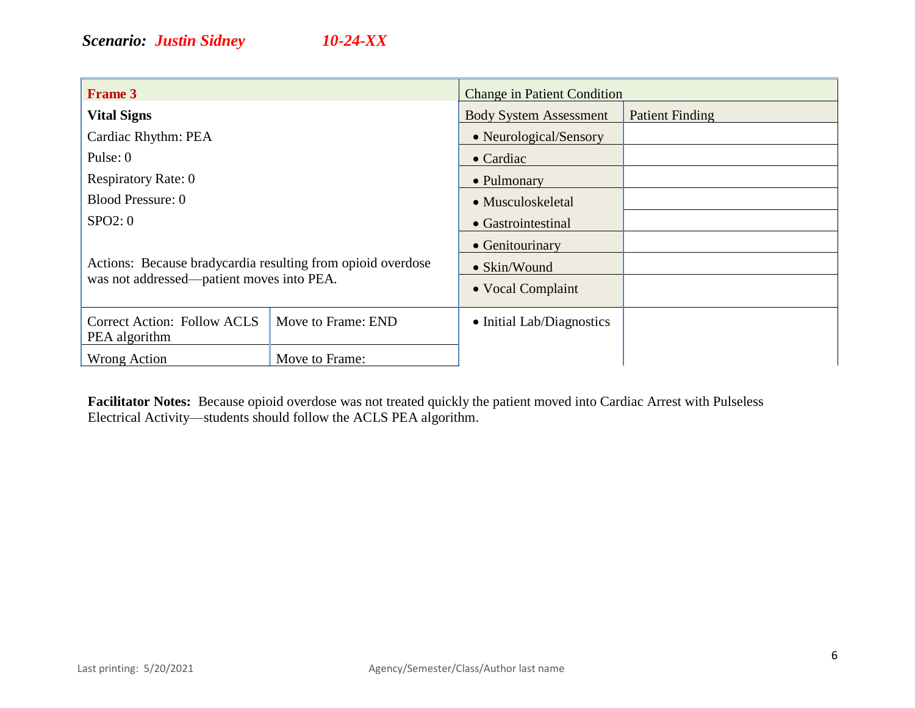***Scenario: Justin Sidney*** ***10-24-XX***

| **Frame 3** | | Change in Patient Condition | |
|---|---|---|---|
| **Vital Signs** | | Body System Assessment | Patient Finding |
| Cardiac Rhythm: PEA | | • Neurological/Sensory | |
| Pulse: 0 | | • Cardiac | |
| Respiratory Rate: 0 | | • Pulmonary | |
| Blood Pressure: 0 | | • Musculoskeletal | |
| SPO2: 0 | | • Gastrointestinal | |
| | | • Genitourinary | |
| Actions: Because bradycardia resulting from opioid overdose was not addressed—patient moves into PEA. | | • Skin/Wound | |
| | | • Vocal Complaint | |
| Correct Action: Follow ACLS PEA algorithm | Move to Frame: END | • Initial Lab/Diagnostics | |
| Wrong Action | Move to Frame: | | |

**Facilitator Notes:** Because opioid overdose was not treated quickly the patient moved into Cardiac Arrest with Pulseless Electrical Activity—students should follow the ACLS PEA algorithm.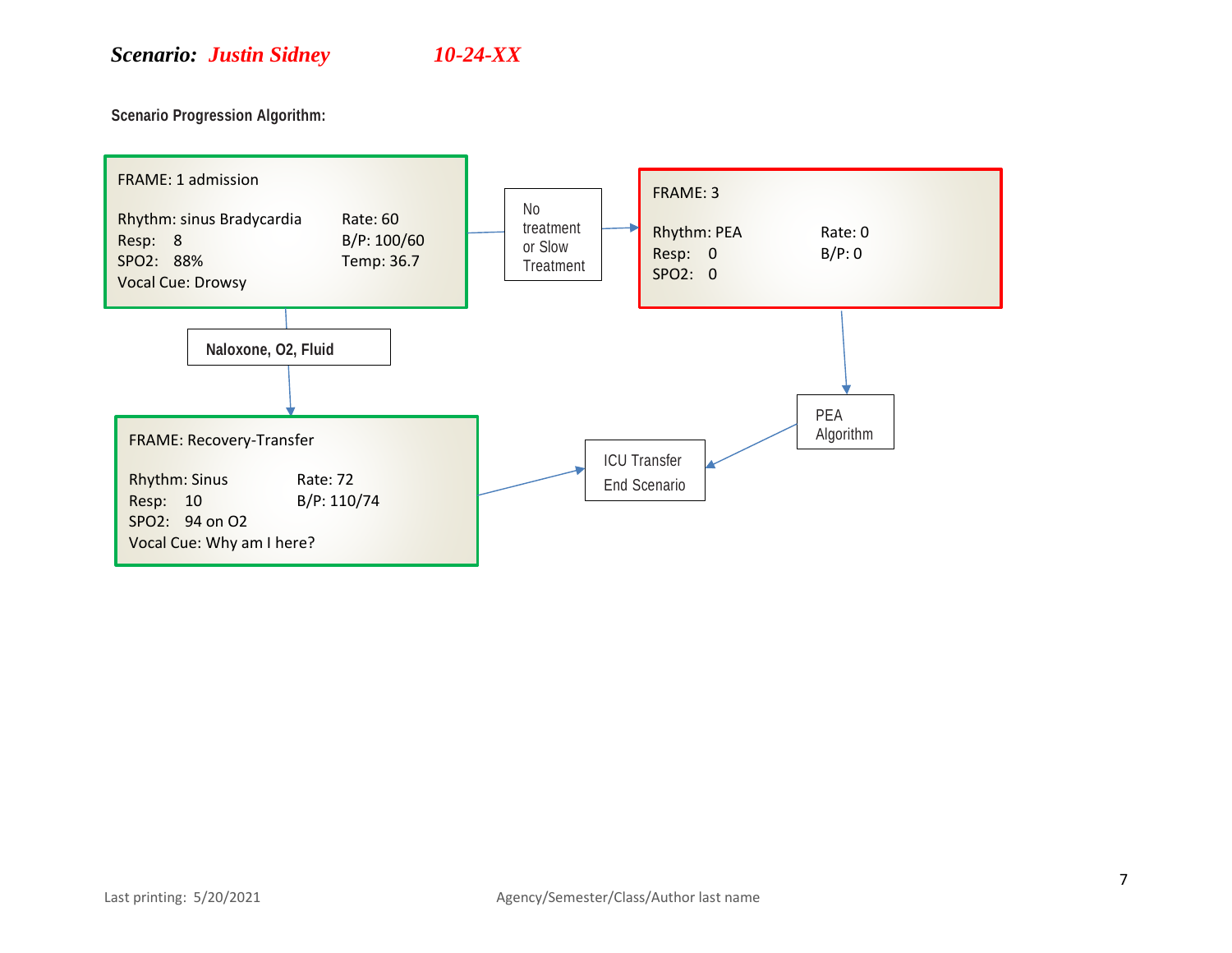***Scenario:*** ***Justin Sidney*** ***10-24-XX***

**Scenario Progression Algorithm:**

**FRAME: 1 admission**

Rhythm: sinus Bradycardia | Rate: 60
Resp: 8 | B/P: 100/60
SPO2: 88% | Temp: 36.7
Vocal Cue: Drowsy

→ No treatment or Slow Treatment → **FRAME: 3**

**FRAME: 3**

Rhythm: PEA | Rate: 0
Resp: 0 | B/P: 0
SPO2: 0

→ PEA Algorithm → ICU Transfer End Scenario

**FRAME: 1 admission** → **Naloxone, O2, Fluid** → **FRAME: Recovery-Transfer**

**FRAME: Recovery-Transfer**

Rhythm: Sinus | Rate: 72
Resp: 10 | B/P: 110/74
SPO2: 94 on O2
Vocal Cue: Why am I here?

→ ICU Transfer End Scenario

Last printing: 5/20/2021

Agency/Semester/Class/Author last name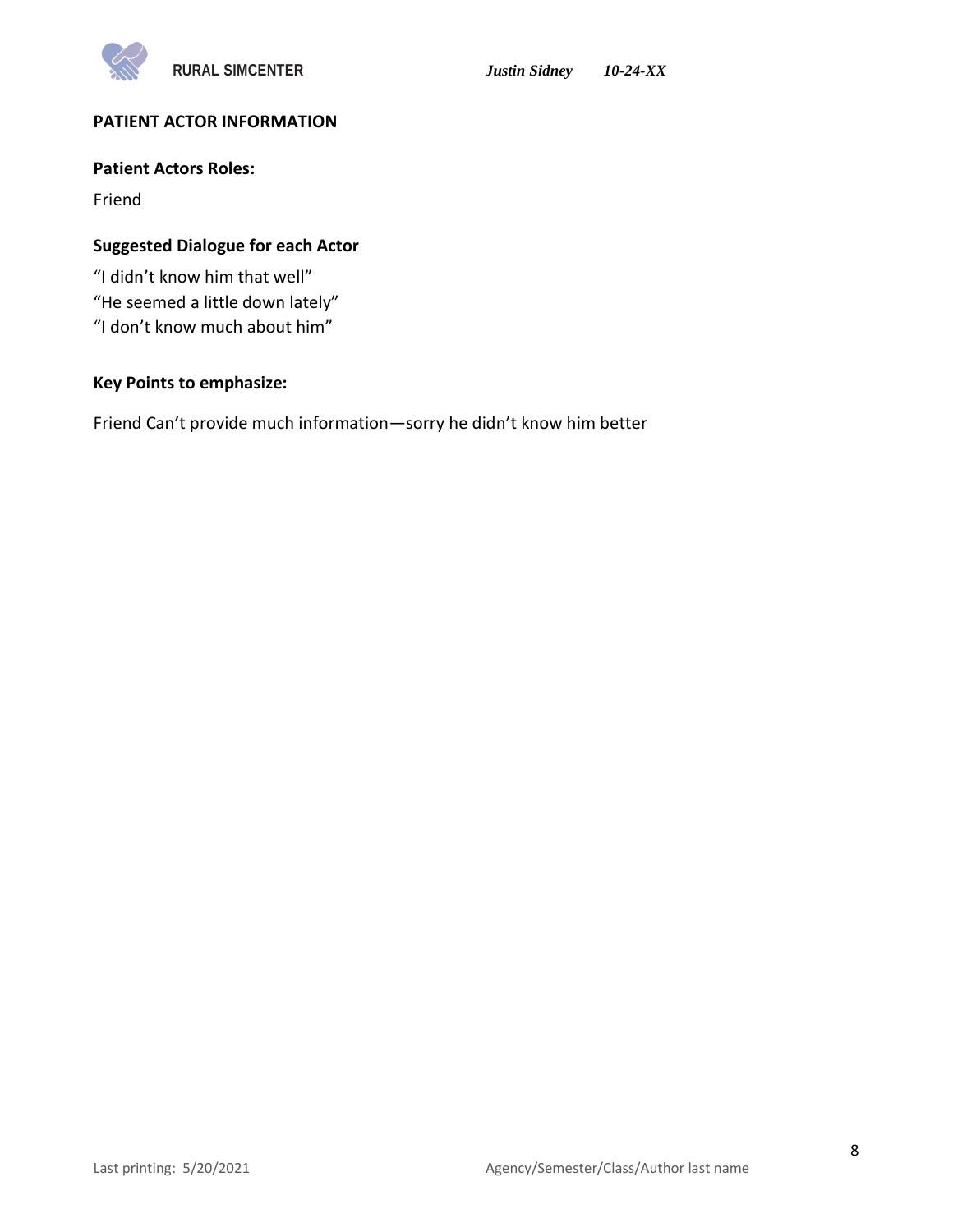## PATIENT ACTOR INFORMATION

### Patient Actors Roles:

Friend

### Suggested Dialogue for each Actor

"I didn't know him that well"
"He seemed a little down lately"
"I don't know much about him"

### Key Points to emphasize:

Friend Can't provide much information—sorry he didn't know him better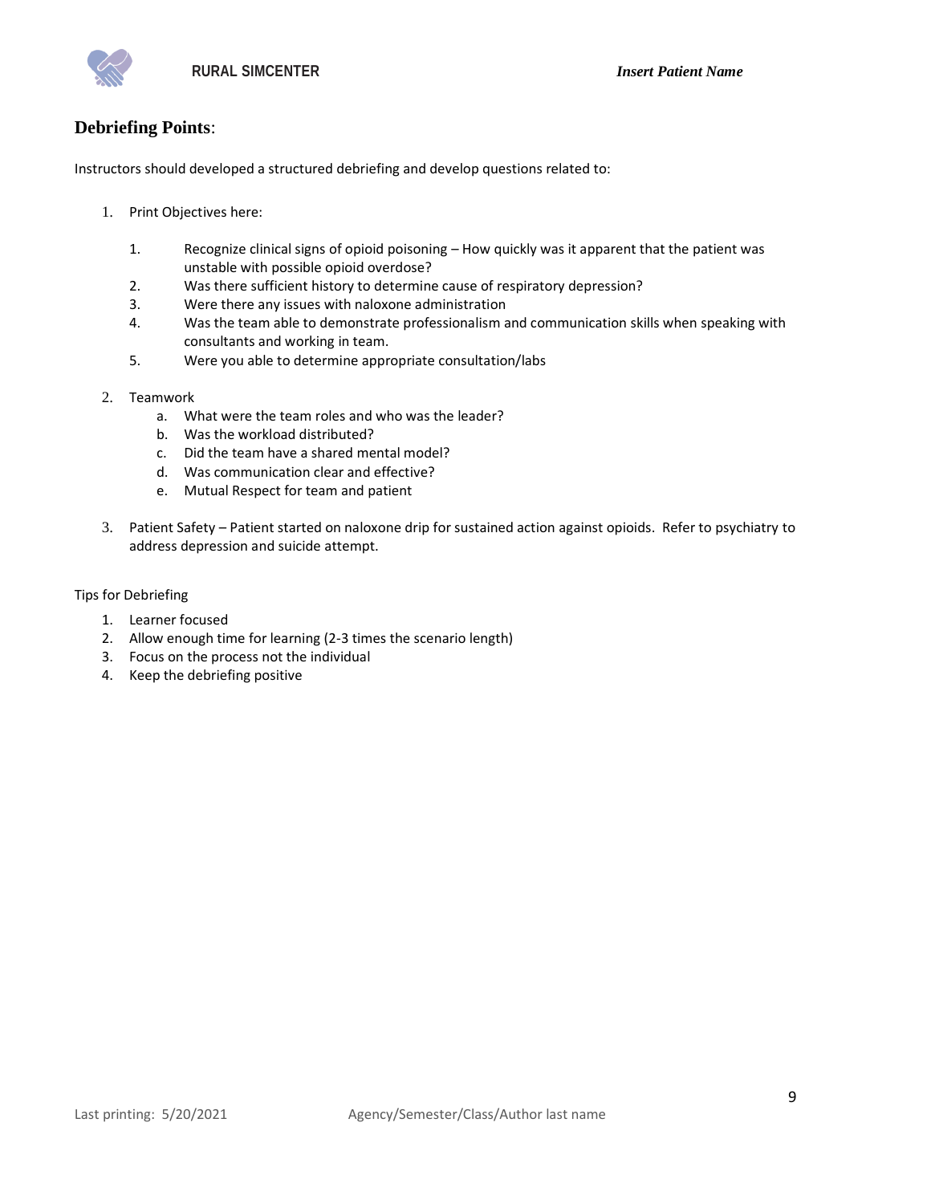## **Debriefing Points**:

Instructors should developed a structured debriefing and develop questions related to:

1. Print Objectives here:

    1. Recognize clinical signs of opioid poisoning – How quickly was it apparent that the patient was unstable with possible opioid overdose?
    2. Was there sufficient history to determine cause of respiratory depression?
    3. Were there any issues with naloxone administration
    4. Was the team able to demonstrate professionalism and communication skills when speaking with consultants and working in team.
    5. Were you able to determine appropriate consultation/labs

2. Teamwork
    a. What were the team roles and who was the leader?
    b. Was the workload distributed?
    c. Did the team have a shared mental model?
    d. Was communication clear and effective?
    e. Mutual Respect for team and patient

3. Patient Safety – Patient started on naloxone drip for sustained action against opioids. Refer to psychiatry to address depression and suicide attempt.

Tips for Debriefing

1. Learner focused
2. Allow enough time for learning (2-3 times the scenario length)
3. Focus on the process not the individual
4. Keep the debriefing positive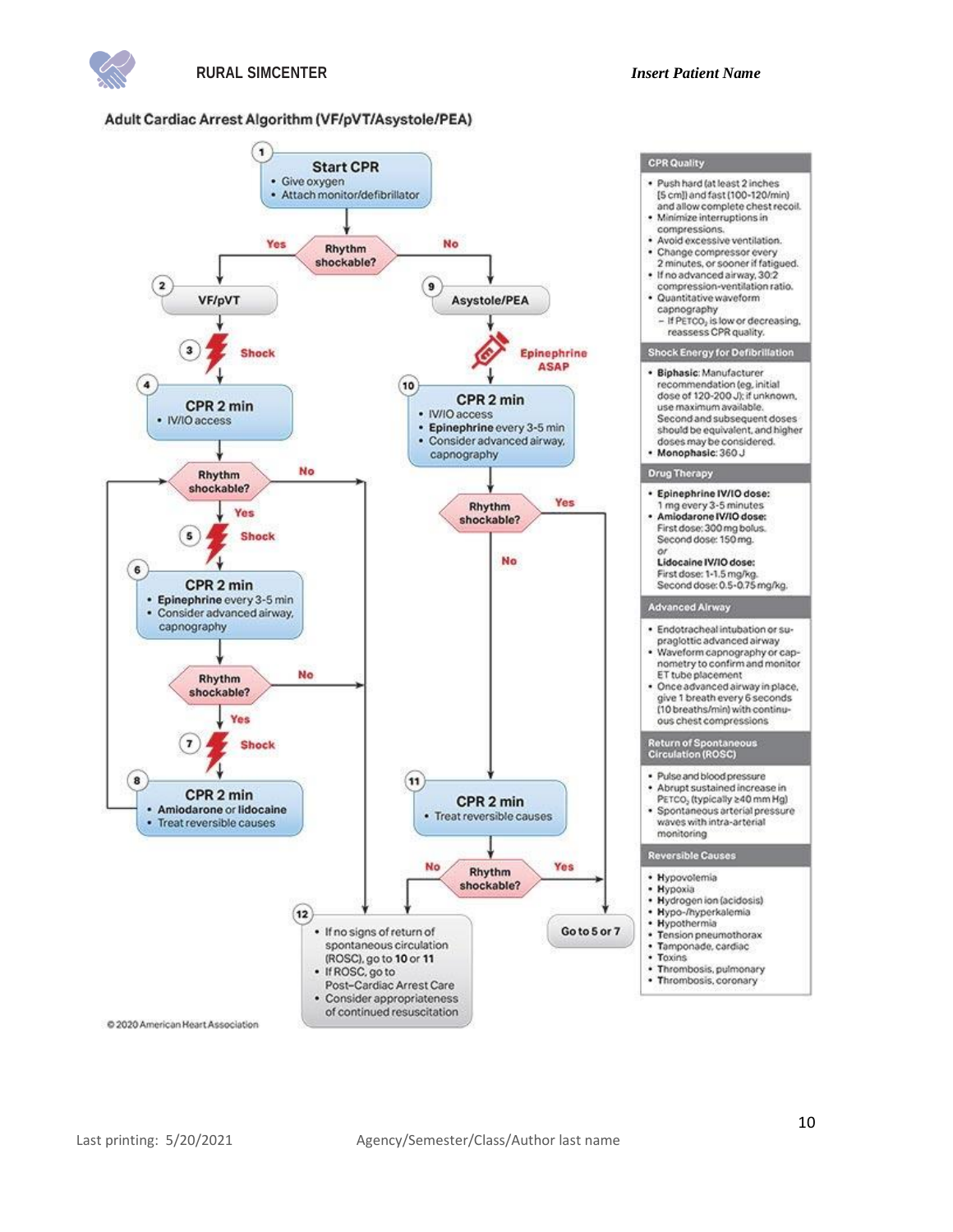# Adult Cardiac Arrest Algorithm (VF/pVT/Asystole/PEA)

**1 Start CPR**
- Give oxygen
- Attach monitor/defibrillator

Rhythm shockable?

Yes → **2 VF/pVT**

**3** Shock

**4 CPR 2 min**
- IV/IO access

Rhythm shockable?
- Yes → **5** Shock
- No → **12**

**6 CPR 2 min**
- **Epinephrine** every 3-5 min
- Consider advanced airway, capnography

Rhythm shockable?
- Yes → **7** Shock
- No → **12**

**8 CPR 2 min**
- **Amiodarone** or **lidocaine**
- Treat reversible causes

(Return to Rhythm shockable? after step 4)

No → **9 Asystole/PEA**

Epinephrine ASAP

**10 CPR 2 min**
- IV/IO access
- **Epinephrine** every 3-5 min
- Consider advanced airway, capnography

Rhythm shockable?
- Yes → Go to 5 or 7
- No → **11**

**11 CPR 2 min**
- Treat reversible causes

Rhythm shockable?
- Yes → Go to 5 or 7
- No → **12**

**12**
- If no signs of return of spontaneous circulation (ROSC), go to **10** or **11**
- If ROSC, go to Post–Cardiac Arrest Care
- Consider appropriateness of continued resuscitation

### CPR Quality
- Push hard (at least 2 inches [5 cm]) and fast (100-120/min) and allow complete chest recoil.
- Minimize interruptions in compressions.
- Avoid excessive ventilation.
- Change compressor every 2 minutes, or sooner if fatigued.
- If no advanced airway, 30:2 compression-ventilation ratio.
- Quantitative waveform capnography
  - If $PETCO_2$ is low or decreasing, reassess CPR quality.

### Shock Energy for Defibrillation
- **Biphasic:** Manufacturer recommendation (eg, initial dose of 120-200 J); if unknown, use maximum available. Second and subsequent doses should be equivalent, and higher doses may be considered.
- **Monophasic:** 360 J

### Drug Therapy
- **Epinephrine IV/IO dose:** 1 mg every 3-5 minutes
- **Amiodarone IV/IO dose:** First dose: 300 mg bolus. Second dose: 150 mg.

or

**Lidocaine IV/IO dose:** First dose: 1-1.5 mg/kg. Second dose: 0.5-0.75 mg/kg.

### Advanced Airway
- Endotracheal intubation or supraglottic advanced airway
- Waveform capnography or capnometry to confirm and monitor ET tube placement
- Once advanced airway in place, give 1 breath every 6 seconds (10 breaths/min) with continuous chest compressions

### Return of Spontaneous Circulation (ROSC)
- Pulse and blood pressure
- Abrupt sustained increase in $PETCO_2$ (typically ≥40 mm Hg)
- Spontaneous arterial pressure waves with intra-arterial monitoring

### Reversible Causes
- **H**ypovolemia
- **H**ypoxia
- **H**ydrogen ion (acidosis)
- **H**ypo-/hyperkalemia
- **H**ypothermia
- **T**ension pneumothorax
- **T**amponade, cardiac
- **T**oxins
- **T**hrombosis, pulmonary
- **T**hrombosis, coronary

© 2020 American Heart Association